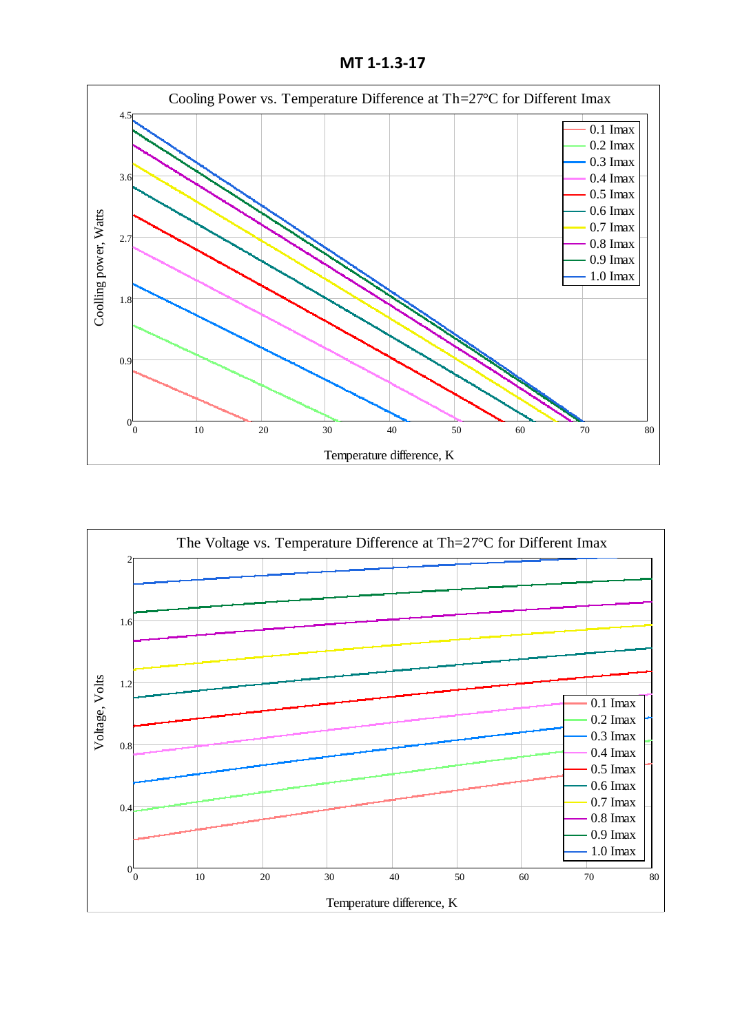**MT 1-1.3-17**

Cooling Power vs. Temperature Difference at Th=27°C for Different Imax

Coolling power, Watts

Temperature difference, K

0.1 Imax
0.2 Imax
0.3 Imax
0.4 Imax
0.5 Imax
0.6 Imax
0.7 Imax
0.8 Imax
0.9 Imax
1.0 Imax

The Voltage vs. Temperature Difference at Th=27°C for Different Imax

Voltage, Volts

Temperature difference, K

0.1 Imax
0.2 Imax
0.3 Imax
0.4 Imax
0.5 Imax
0.6 Imax
0.7 Imax
0.8 Imax
0.9 Imax
1.0 Imax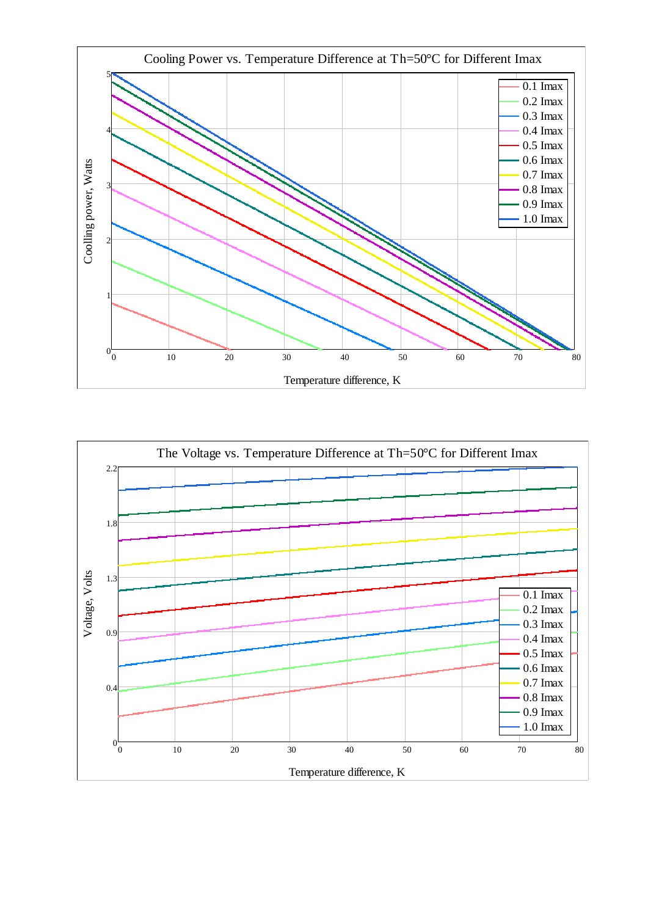Cooling Power vs. Temperature Difference at Th=50°C for Different Imax

Coolling power, Watts

Temperature difference, K

0
1
2
3
4
5

0
10
20
30
40
50
60
70
80

0.1 Imax
0.2 Imax
0.3 Imax
0.4 Imax
0.5 Imax
0.6 Imax
0.7 Imax
0.8 Imax
0.9 Imax
1.0 Imax

The Voltage vs. Temperature Difference at Th=50°C for Different Imax

Voltage, Volts

Temperature difference, K

0
0.4
0.9
1.3
1.8
2.2

0
10
20
30
40
50
60
70
80

0.1 Imax
0.2 Imax
0.3 Imax
0.4 Imax
0.5 Imax
0.6 Imax
0.7 Imax
0.8 Imax
0.9 Imax
1.0 Imax